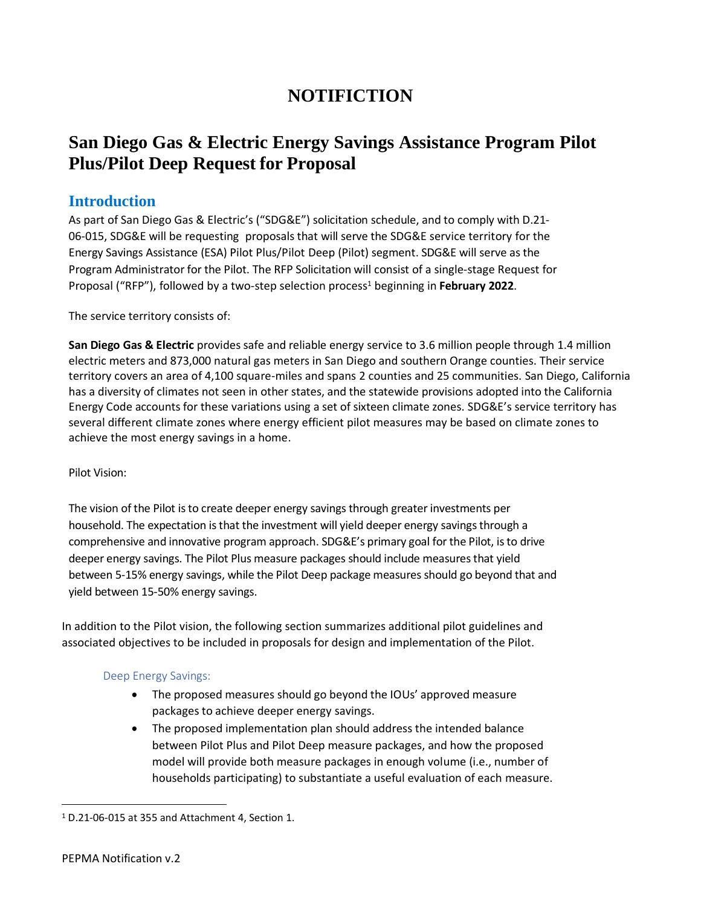# NOTIFICTION

# San Diego Gas & Electric Energy Savings Assistance Program Pilot Plus/Pilot Deep Request for Proposal

## Introduction

As part of San Diego Gas & Electric's ("SDG&E") solicitation schedule, and to comply with D.21-06-015, SDG&E will be requesting proposals that will serve the SDG&E service territory for the Energy Savings Assistance (ESA) Pilot Plus/Pilot Deep (Pilot) segment. SDG&E will serve as the Program Administrator for the Pilot. The RFP Solicitation will consist of a single-stage Request for Proposal ("RFP"), followed by a two-step selection process[1] beginning in **February 2022**.

The service territory consists of:

**San Diego Gas & Electric** provides safe and reliable energy service to 3.6 million people through 1.4 million electric meters and 873,000 natural gas meters in San Diego and southern Orange counties. Their service territory covers an area of 4,100 square-miles and spans 2 counties and 25 communities. San Diego, California has a diversity of climates not seen in other states, and the statewide provisions adopted into the California Energy Code accounts for these variations using a set of sixteen climate zones. SDG&E's service territory has several different climate zones where energy efficient pilot measures may be based on climate zones to achieve the most energy savings in a home.

Pilot Vision:

The vision of the Pilot is to create deeper energy savings through greater investments per household. The expectation is that the investment will yield deeper energy savings through a comprehensive and innovative program approach. SDG&E's primary goal for the Pilot, is to drive deeper energy savings. The Pilot Plus measure packages should include measures that yield between 5-15% energy savings, while the Pilot Deep package measures should go beyond that and yield between 15-50% energy savings.

In addition to the Pilot vision, the following section summarizes additional pilot guidelines and associated objectives to be included in proposals for design and implementation of the Pilot.

### Deep Energy Savings:

- The proposed measures should go beyond the IOUs' approved measure packages to achieve deeper energy savings.
- The proposed implementation plan should address the intended balance between Pilot Plus and Pilot Deep measure packages, and how the proposed model will provide both measure packages in enough volume (i.e., number of households participating) to substantiate a useful evaluation of each measure.

---

[1] D.21-06-015 at 355 and Attachment 4, Section 1.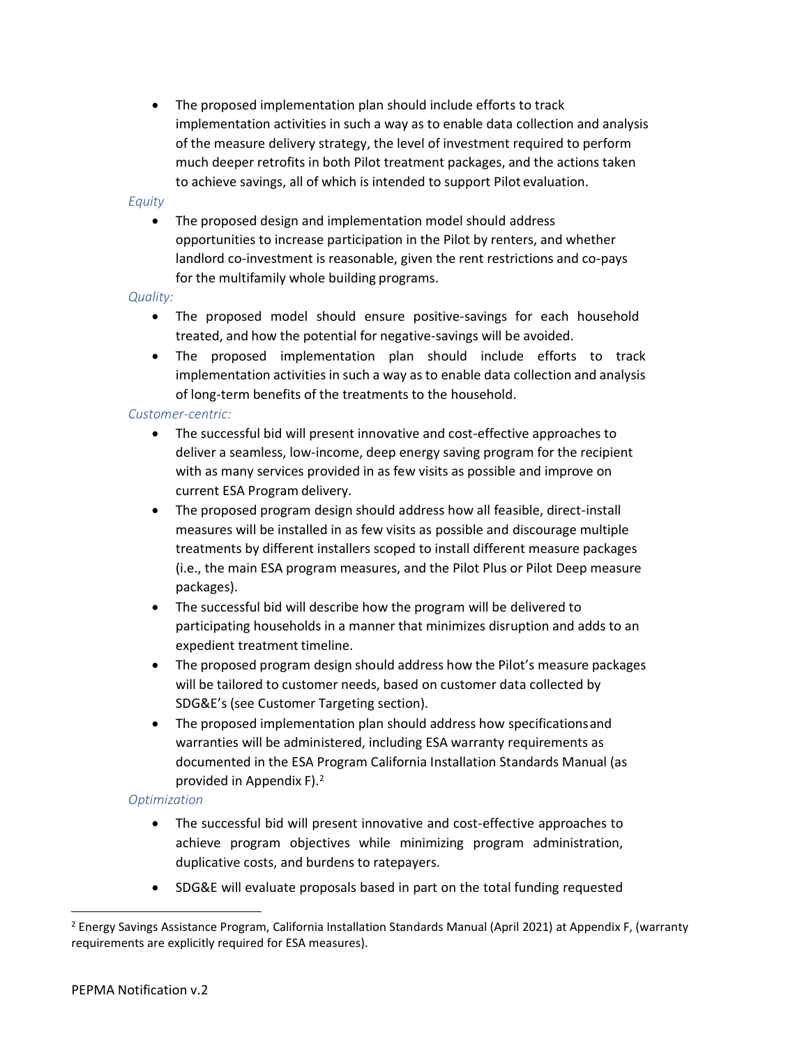- The proposed implementation plan should include efforts to track implementation activities in such a way as to enable data collection and analysis of the measure delivery strategy, the level of investment required to perform much deeper retrofits in both Pilot treatment packages, and the actions taken to achieve savings, all of which is intended to support Pilot evaluation.

*Equity*

- The proposed design and implementation model should address opportunities to increase participation in the Pilot by renters, and whether landlord co-investment is reasonable, given the rent restrictions and co-pays for the multifamily whole building programs.

*Quality:*

- The proposed model should ensure positive-savings for each household treated, and how the potential for negative-savings will be avoided.
- The proposed implementation plan should include efforts to track implementation activities in such a way as to enable data collection and analysis of long-term benefits of the treatments to the household.

*Customer-centric:*

- The successful bid will present innovative and cost-effective approaches to deliver a seamless, low-income, deep energy saving program for the recipient with as many services provided in as few visits as possible and improve on current ESA Program delivery.
- The proposed program design should address how all feasible, direct-install measures will be installed in as few visits as possible and discourage multiple treatments by different installers scoped to install different measure packages (i.e., the main ESA program measures, and the Pilot Plus or Pilot Deep measure packages).
- The successful bid will describe how the program will be delivered to participating households in a manner that minimizes disruption and adds to an expedient treatment timeline.
- The proposed program design should address how the Pilot's measure packages will be tailored to customer needs, based on customer data collected by SDG&E's (see Customer Targeting section).
- The proposed implementation plan should address how specifications and warranties will be administered, including ESA warranty requirements as documented in the ESA Program California Installation Standards Manual (as provided in Appendix F).[2]

*Optimization*

- The successful bid will present innovative and cost-effective approaches to achieve program objectives while minimizing program administration, duplicative costs, and burdens to ratepayers.
- SDG&E will evaluate proposals based in part on the total funding requested

[2] Energy Savings Assistance Program, California Installation Standards Manual (April 2021) at Appendix F, (warranty requirements are explicitly required for ESA measures).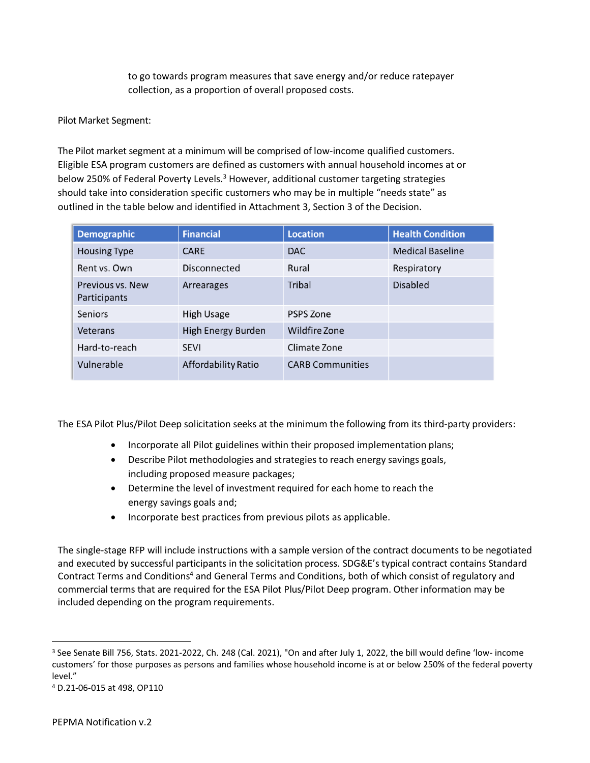to go towards program measures that save energy and/or reduce ratepayer collection, as a proportion of overall proposed costs.

Pilot Market Segment:

The Pilot market segment at a minimum will be comprised of low-income qualified customers. Eligible ESA program customers are defined as customers with annual household incomes at or below 250% of Federal Poverty Levels.[3] However, additional customer targeting strategies should take into consideration specific customers who may be in multiple "needs state" as outlined in the table below and identified in Attachment 3, Section 3 of the Decision.

| Demographic | Financial | Location | Health Condition |
|---|---|---|---|
| Housing Type | CARE | DAC | Medical Baseline |
| Rent vs. Own | Disconnected | Rural | Respiratory |
| Previous vs. New Participants | Arrearages | Tribal | Disabled |
| Seniors | High Usage | PSPS Zone | |
| Veterans | High Energy Burden | Wildfire Zone | |
| Hard-to-reach | SEVI | Climate Zone | |
| Vulnerable | Affordability Ratio | CARB Communities | |

The ESA Pilot Plus/Pilot Deep solicitation seeks at the minimum the following from its third-party providers:

- Incorporate all Pilot guidelines within their proposed implementation plans;
- Describe Pilot methodologies and strategies to reach energy savings goals, including proposed measure packages;
- Determine the level of investment required for each home to reach the energy savings goals and;
- Incorporate best practices from previous pilots as applicable.

The single-stage RFP will include instructions with a sample version of the contract documents to be negotiated and executed by successful participants in the solicitation process. SDG&E's typical contract contains Standard Contract Terms and Conditions[4] and General Terms and Conditions, both of which consist of regulatory and commercial terms that are required for the ESA Pilot Plus/Pilot Deep program. Other information may be included depending on the program requirements.

---

[3] See Senate Bill 756, Stats. 2021-2022, Ch. 248 (Cal. 2021), "On and after July 1, 2022, the bill would define 'low- income customers' for those purposes as persons and families whose household income is at or below 250% of the federal poverty level."

[4] D.21-06-015 at 498, OP110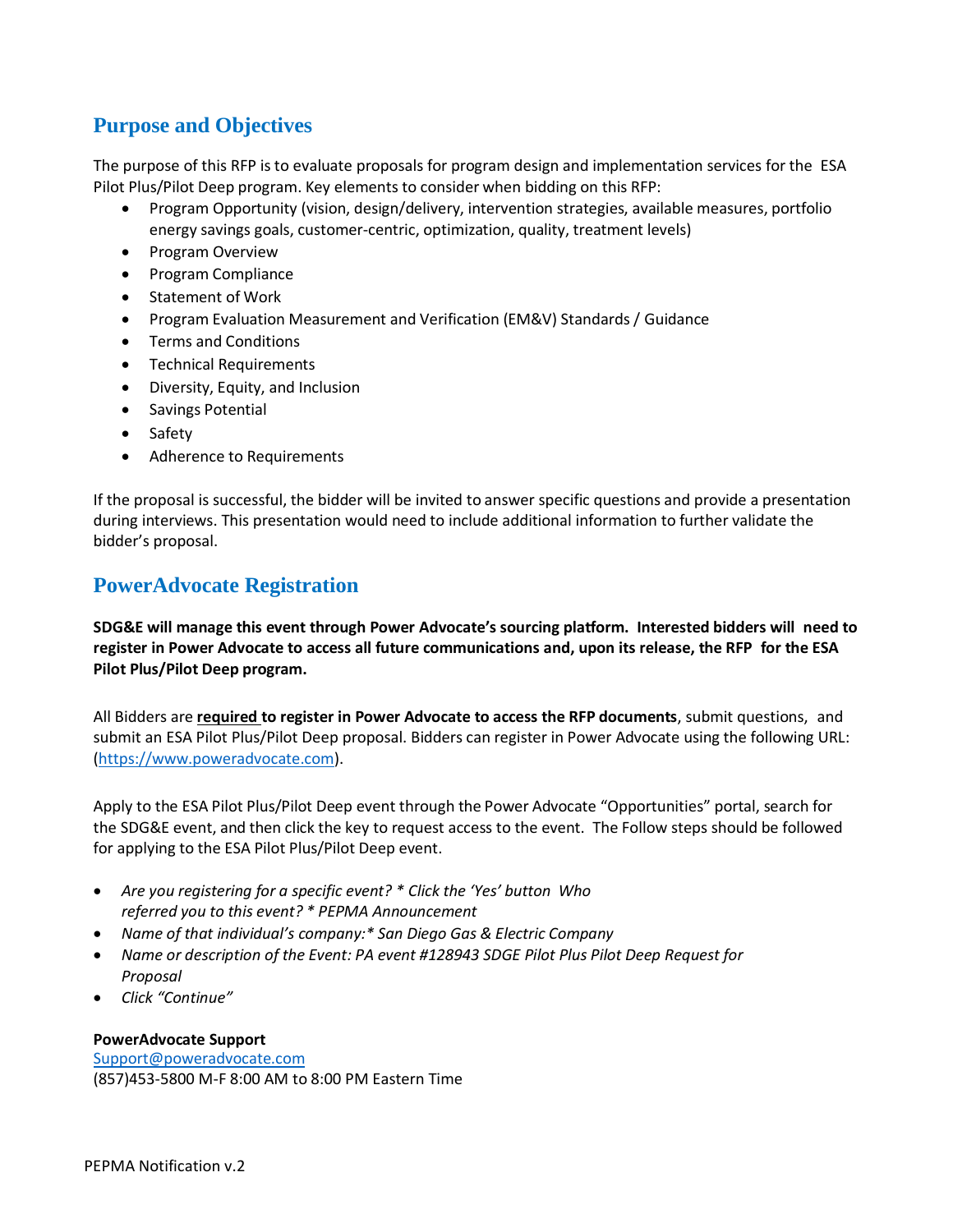## Purpose and Objectives

The purpose of this RFP is to evaluate proposals for program design and implementation services for the ESA Pilot Plus/Pilot Deep program. Key elements to consider when bidding on this RFP:

- Program Opportunity (vision, design/delivery, intervention strategies, available measures, portfolio energy savings goals, customer-centric, optimization, quality, treatment levels)
- Program Overview
- Program Compliance
- Statement of Work
- Program Evaluation Measurement and Verification (EM&V) Standards / Guidance
- Terms and Conditions
- Technical Requirements
- Diversity, Equity, and Inclusion
- Savings Potential
- Safety
- Adherence to Requirements

If the proposal is successful, the bidder will be invited to answer specific questions and provide a presentation during interviews. This presentation would need to include additional information to further validate the bidder's proposal.

## PowerAdvocate Registration

**SDG&E will manage this event through Power Advocate's sourcing platform. Interested bidders will need to register in Power Advocate to access all future communications and, upon its release, the RFP for the ESA Pilot Plus/Pilot Deep program.**

All Bidders are **required to register in Power Advocate to access the RFP documents**, submit questions, and submit an ESA Pilot Plus/Pilot Deep proposal. Bidders can register in Power Advocate using the following URL: (https://www.poweradvocate.com).

Apply to the ESA Pilot Plus/Pilot Deep event through the Power Advocate "Opportunities" portal, search for the SDG&E event, and then click the key to request access to the event. The Follow steps should be followed for applying to the ESA Pilot Plus/Pilot Deep event.

- *Are you registering for a specific event? * Click the 'Yes' button Who referred you to this event? * PEPMA Announcement*
- *Name of that individual's company:* San Diego Gas & Electric Company*
- *Name or description of the Event: PA event #128943 SDGE Pilot Plus Pilot Deep Request for Proposal*
- *Click "Continue"*

**PowerAdvocate Support**
Support@poweradvocate.com
(857)453-5800 M-F 8:00 AM to 8:00 PM Eastern Time